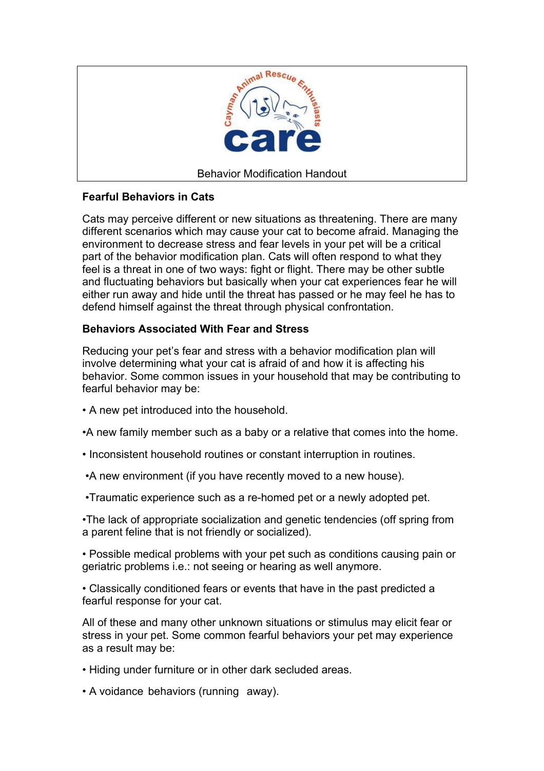Cayman Animal Rescue Enthusiasts

care

Behavior Modification Handout

## Fearful Behaviors in Cats

Cats may perceive different or new situations as threatening. There are many different scenarios which may cause your cat to become afraid. Managing the environment to decrease stress and fear levels in your pet will be a critical part of the behavior modification plan. Cats will often respond to what they feel is a threat in one of two ways: fight or flight. There may be other subtle and fluctuating behaviors but basically when your cat experiences fear he will either run away and hide until the threat has passed or he may feel he has to defend himself against the threat through physical confrontation.

## Behaviors Associated With Fear and Stress

Reducing your pet's fear and stress with a behavior modification plan will involve determining what your cat is afraid of and how it is affecting his behavior. Some common issues in your household that may be contributing to fearful behavior may be:

- A new pet introduced into the household.
- A new family member such as a baby or a relative that comes into the home.
- Inconsistent household routines or constant interruption in routines.
- A new environment (if you have recently moved to a new house).
- Traumatic experience such as a re-homed pet or a newly adopted pet.
- The lack of appropriate socialization and genetic tendencies (off spring from a parent feline that is not friendly or socialized).
- Possible medical problems with your pet such as conditions causing pain or geriatric problems i.e.: not seeing or hearing as well anymore.
- Classically conditioned fears or events that have in the past predicted a fearful response for your cat.

All of these and many other unknown situations or stimulus may elicit fear or stress in your pet. Some common fearful behaviors your pet may experience as a result may be:

- Hiding under furniture or in other dark secluded areas.
- A voidance behaviors (running away).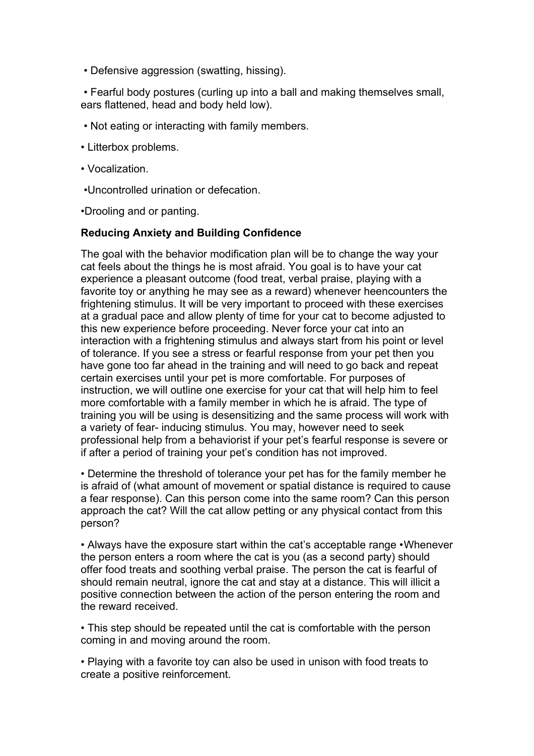- Defensive aggression (swatting, hissing).
- Fearful body postures (curling up into a ball and making themselves small, ears flattened, head and body held low).
- Not eating or interacting with family members.
- Litterbox problems.
- Vocalization.
- Uncontrolled urination or defecation.
- Drooling and or panting.

**Reducing Anxiety and Building Confidence**

The goal with the behavior modification plan will be to change the way your cat feels about the things he is most afraid. You goal is to have your cat experience a pleasant outcome (food treat, verbal praise, playing with a favorite toy or anything he may see as a reward) whenever heencounters the frightening stimulus. It will be very important to proceed with these exercises at a gradual pace and allow plenty of time for your cat to become adjusted to this new experience before proceeding. Never force your cat into an interaction with a frightening stimulus and always start from his point or level of tolerance. If you see a stress or fearful response from your pet then you have gone too far ahead in the training and will need to go back and repeat certain exercises until your pet is more comfortable. For purposes of instruction, we will outline one exercise for your cat that will help him to feel more comfortable with a family member in which he is afraid. The type of training you will be using is desensitizing and the same process will work with a variety of fear- inducing stimulus. You may, however need to seek professional help from a behaviorist if your pet's fearful response is severe or if after a period of training your pet's condition has not improved.

- Determine the threshold of tolerance your pet has for the family member he is afraid of (what amount of movement or spatial distance is required to cause a fear response). Can this person come into the same room? Can this person approach the cat? Will the cat allow petting or any physical contact from this person?
- Always have the exposure start within the cat's acceptable range
- Whenever the person enters a room where the cat is you (as a second party) should offer food treats and soothing verbal praise. The person the cat is fearful of should remain neutral, ignore the cat and stay at a distance. This will illicit a positive connection between the action of the person entering the room and the reward received.
- This step should be repeated until the cat is comfortable with the person coming in and moving around the room.
- Playing with a favorite toy can also be used in unison with food treats to create a positive reinforcement.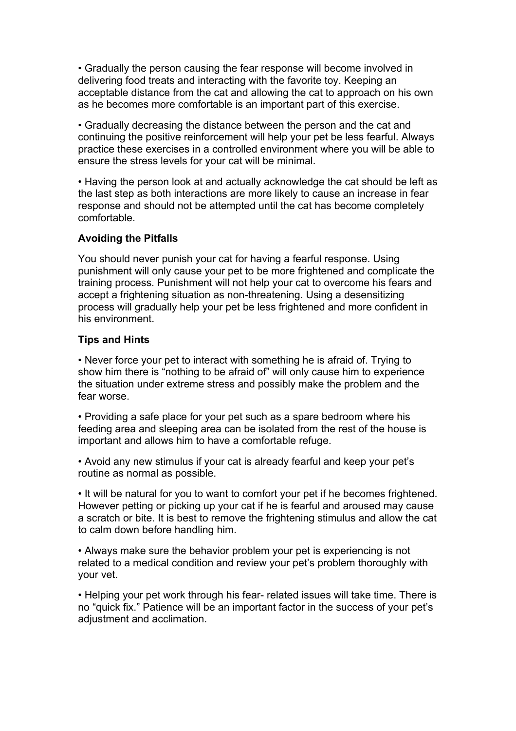- Gradually the person causing the fear response will become involved in delivering food treats and interacting with the favorite toy. Keeping an acceptable distance from the cat and allowing the cat to approach on his own as he becomes more comfortable is an important part of this exercise.

- Gradually decreasing the distance between the person and the cat and continuing the positive reinforcement will help your pet be less fearful. Always practice these exercises in a controlled environment where you will be able to ensure the stress levels for your cat will be minimal.

- Having the person look at and actually acknowledge the cat should be left as the last step as both interactions are more likely to cause an increase in fear response and should not be attempted until the cat has become completely comfortable.

**Avoiding the Pitfalls**

You should never punish your cat for having a fearful response. Using punishment will only cause your pet to be more frightened and complicate the training process. Punishment will not help your cat to overcome his fears and accept a frightening situation as non-threatening. Using a desensitizing process will gradually help your pet be less frightened and more confident in his environment.

**Tips and Hints**

- Never force your pet to interact with something he is afraid of. Trying to show him there is “nothing to be afraid of” will only cause him to experience the situation under extreme stress and possibly make the problem and the fear worse.

- Providing a safe place for your pet such as a spare bedroom where his feeding area and sleeping area can be isolated from the rest of the house is important and allows him to have a comfortable refuge.

- Avoid any new stimulus if your cat is already fearful and keep your pet’s routine as normal as possible.

- It will be natural for you to want to comfort your pet if he becomes frightened. However petting or picking up your cat if he is fearful and aroused may cause a scratch or bite. It is best to remove the frightening stimulus and allow the cat to calm down before handling him.

- Always make sure the behavior problem your pet is experiencing is not related to a medical condition and review your pet’s problem thoroughly with your vet.

- Helping your pet work through his fear- related issues will take time. There is no “quick fix.” Patience will be an important factor in the success of your pet’s adjustment and acclimation.